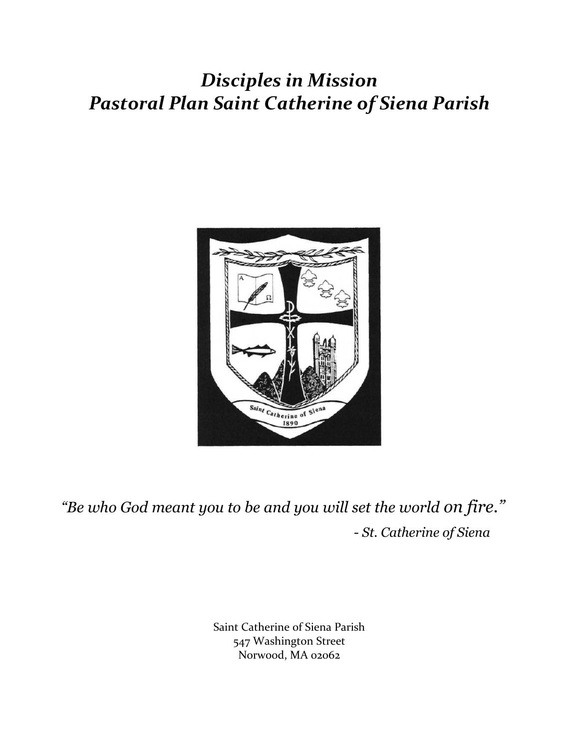# *Disciples in Mission*
# *Pastoral Plan Saint Catherine of Siena Parish*

*"Be who God meant you to be and you will set the world on fire."*

*- St. Catherine of Siena*

Saint Catherine of Siena Parish
547 Washington Street
Norwood, MA 02062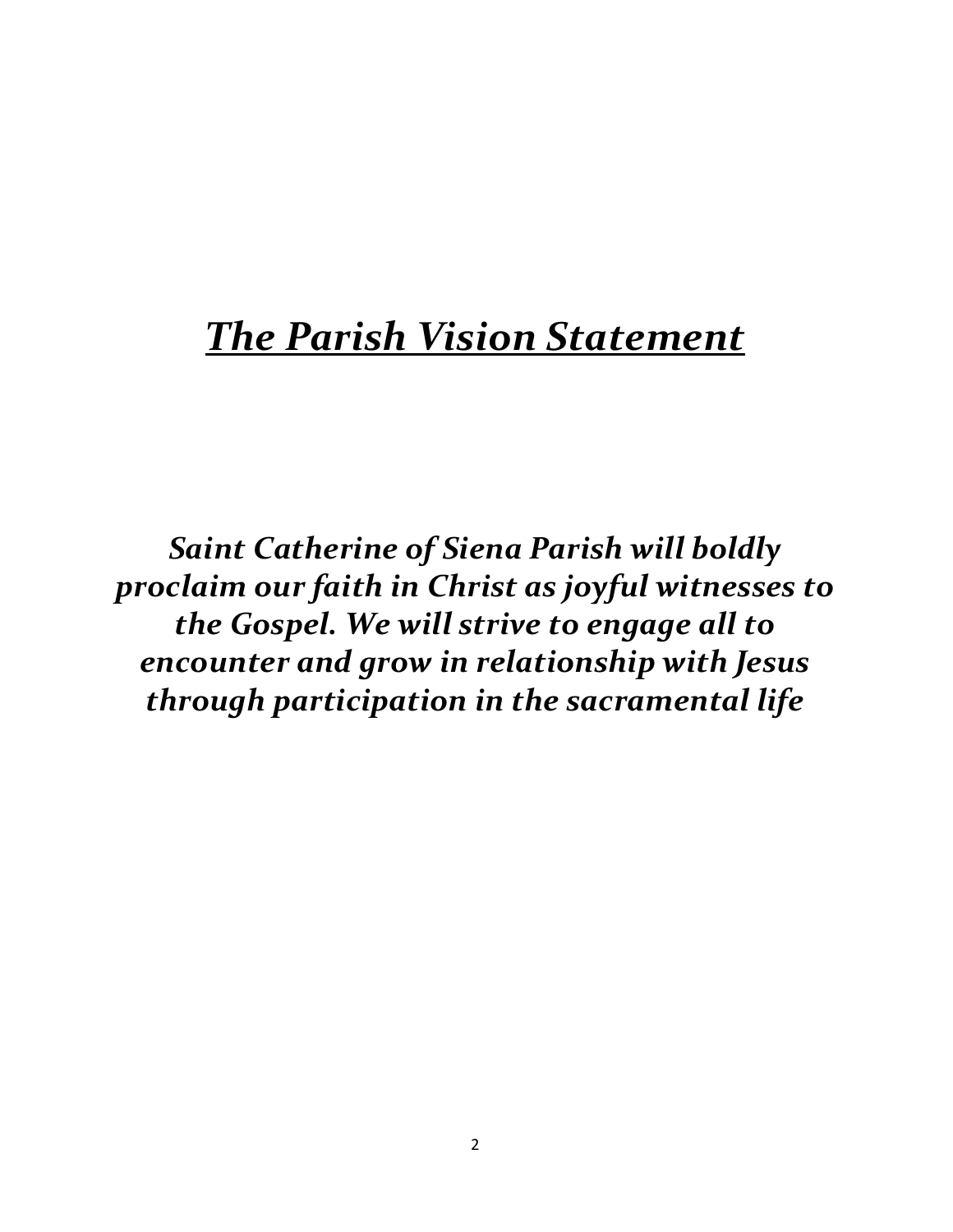# ***The Parish Vision Statement***

***Saint Catherine of Siena Parish will boldly proclaim our faith in Christ as joyful witnesses to the Gospel. We will strive to engage all to encounter and grow in relationship with Jesus through participation in the sacramental life***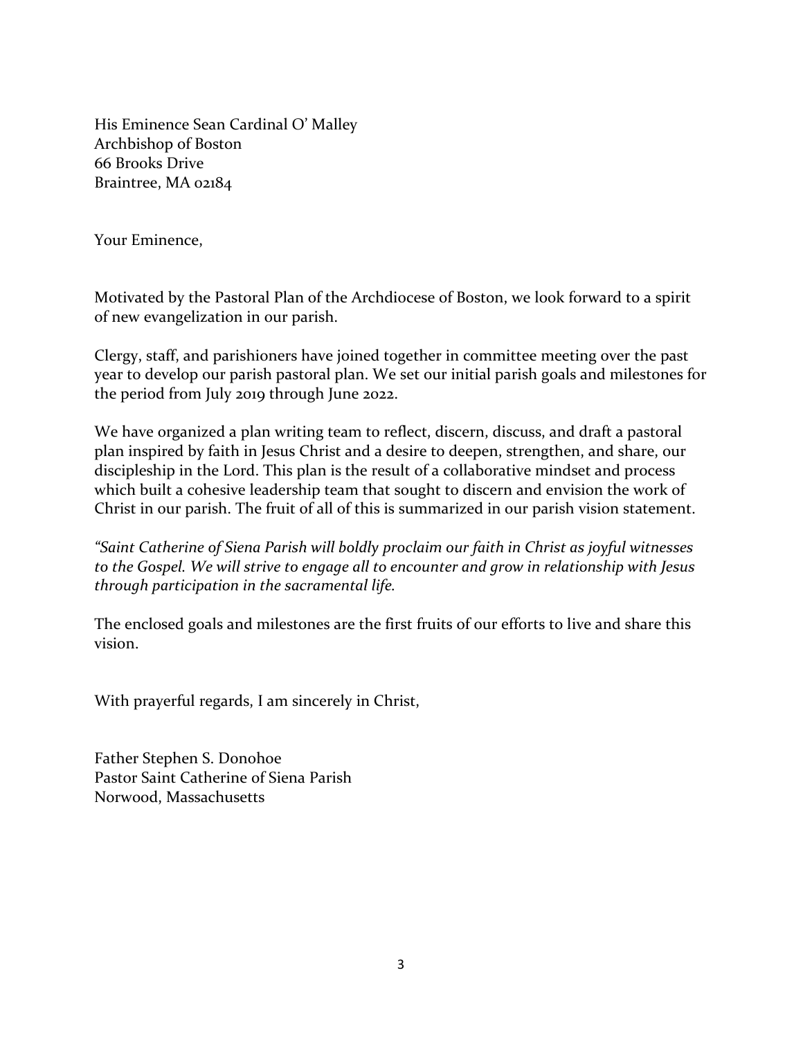His Eminence Sean Cardinal O' Malley
Archbishop of Boston
66 Brooks Drive
Braintree, MA 02184

Your Eminence,

Motivated by the Pastoral Plan of the Archdiocese of Boston, we look forward to a spirit of new evangelization in our parish.

Clergy, staff, and parishioners have joined together in committee meeting over the past year to develop our parish pastoral plan. We set our initial parish goals and milestones for the period from July 2019 through June 2022.

We have organized a plan writing team to reflect, discern, discuss, and draft a pastoral plan inspired by faith in Jesus Christ and a desire to deepen, strengthen, and share, our discipleship in the Lord. This plan is the result of a collaborative mindset and process which built a cohesive leadership team that sought to discern and envision the work of Christ in our parish. The fruit of all of this is summarized in our parish vision statement.

*"Saint Catherine of Siena Parish will boldly proclaim our faith in Christ as joyful witnesses to the Gospel. We will strive to engage all to encounter and grow in relationship with Jesus through participation in the sacramental life.*

The enclosed goals and milestones are the first fruits of our efforts to live and share this vision.

With prayerful regards, I am sincerely in Christ,

Father Stephen S. Donohoe
Pastor Saint Catherine of Siena Parish
Norwood, Massachusetts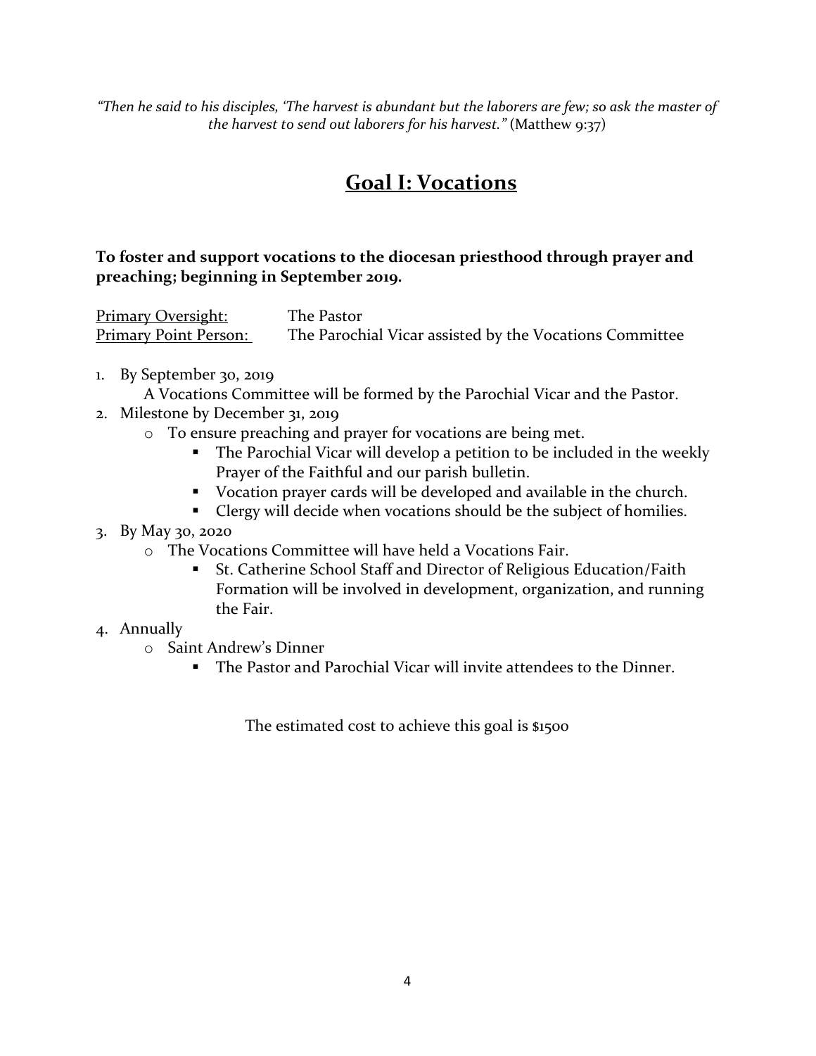*“Then he said to his disciples, ‘The harvest is abundant but the laborers are few; so ask the master of the harvest to send out laborers for his harvest.”* (Matthew 9:37)

# Goal I: Vocations

**To foster and support vocations to the diocesan priesthood through prayer and preaching; beginning in September 2019.**

Primary Oversight: The Pastor
Primary Point Person: The Parochial Vicar assisted by the Vocations Committee

1. By September 30, 2019
   A Vocations Committee will be formed by the Parochial Vicar and the Pastor.
2. Milestone by December 31, 2019
   - To ensure preaching and prayer for vocations are being met.
     - The Parochial Vicar will develop a petition to be included in the weekly Prayer of the Faithful and our parish bulletin.
     - Vocation prayer cards will be developed and available in the church.
     - Clergy will decide when vocations should be the subject of homilies.
3. By May 30, 2020
   - The Vocations Committee will have held a Vocations Fair.
     - St. Catherine School Staff and Director of Religious Education/Faith Formation will be involved in development, organization, and running the Fair.
4. Annually
   - Saint Andrew’s Dinner
     - The Pastor and Parochial Vicar will invite attendees to the Dinner.

The estimated cost to achieve this goal is $1500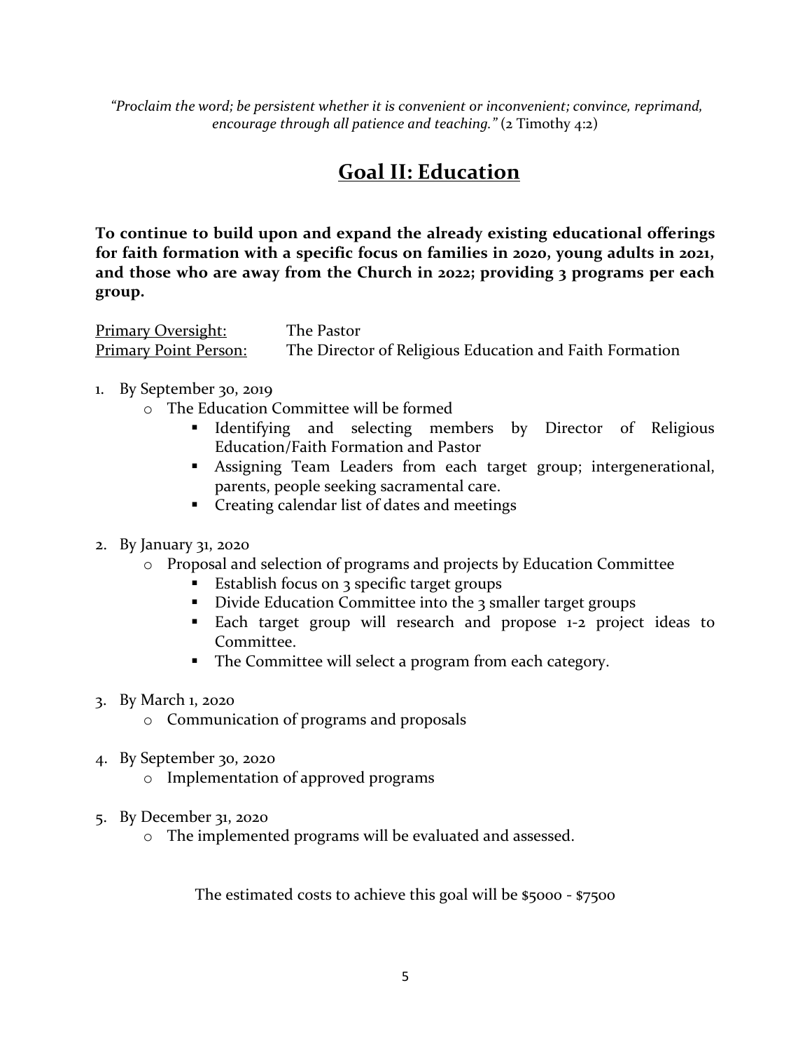*"Proclaim the word; be persistent whether it is convenient or inconvenient; convince, reprimand, encourage through all patience and teaching."* (2 Timothy 4:2)

# Goal II: Education

**To continue to build upon and expand the already existing educational offerings for faith formation with a specific focus on families in 2020, young adults in 2021, and those who are away from the Church in 2022; providing 3 programs per each group.**

Primary Oversight: The Pastor
Primary Point Person: The Director of Religious Education and Faith Formation

1. By September 30, 2019
   - The Education Committee will be formed
     - Identifying and selecting members by Director of Religious Education/Faith Formation and Pastor
     - Assigning Team Leaders from each target group; intergenerational, parents, people seeking sacramental care.
     - Creating calendar list of dates and meetings

2. By January 31, 2020
   - Proposal and selection of programs and projects by Education Committee
     - Establish focus on 3 specific target groups
     - Divide Education Committee into the 3 smaller target groups
     - Each target group will research and propose 1-2 project ideas to Committee.
     - The Committee will select a program from each category.

3. By March 1, 2020
   - Communication of programs and proposals

4. By September 30, 2020
   - Implementation of approved programs

5. By December 31, 2020
   - The implemented programs will be evaluated and assessed.

The estimated costs to achieve this goal will be $5000 - $7500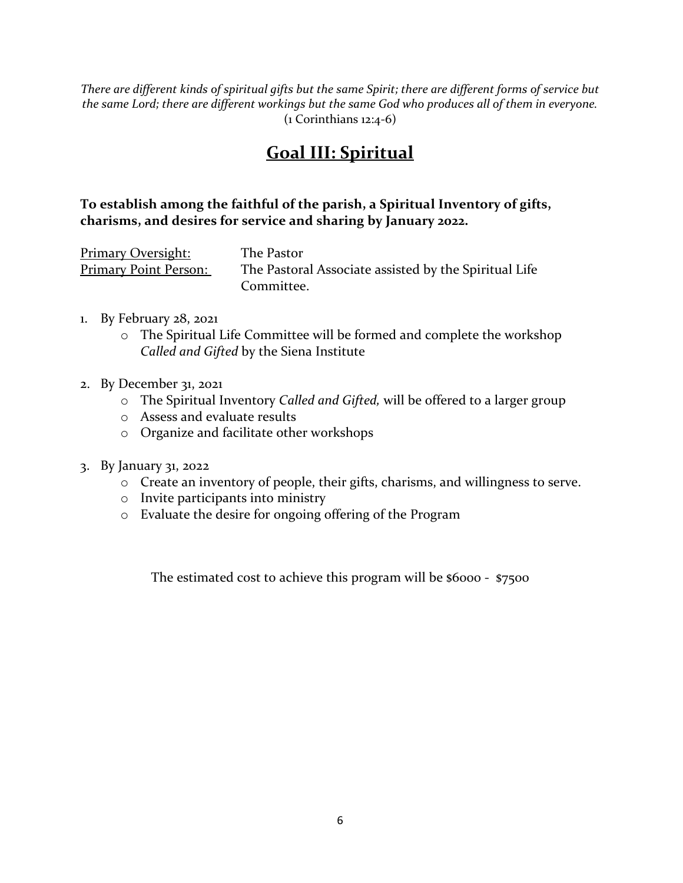*There are different kinds of spiritual gifts but the same Spirit; there are different forms of service but the same Lord; there are different workings but the same God who produces all of them in everyone.*
(1 Corinthians 12:4-6)

# Goal III: Spiritual

**To establish among the faithful of the parish, a Spiritual Inventory of gifts, charisms, and desires for service and sharing by January 2022.**

| | |
|---|---|
| Primary Oversight: | The Pastor |
| Primary Point Person: | The Pastoral Associate assisted by the Spiritual Life Committee. |

1. By February 28, 2021
    - The Spiritual Life Committee will be formed and complete the workshop *Called and Gifted* by the Siena Institute
2. By December 31, 2021
    - The Spiritual Inventory *Called and Gifted,* will be offered to a larger group
    - Assess and evaluate results
    - Organize and facilitate other workshops
3. By January 31, 2022
    - Create an inventory of people, their gifts, charisms, and willingness to serve.
    - Invite participants into ministry
    - Evaluate the desire for ongoing offering of the Program

The estimated cost to achieve this program will be $6000 - $7500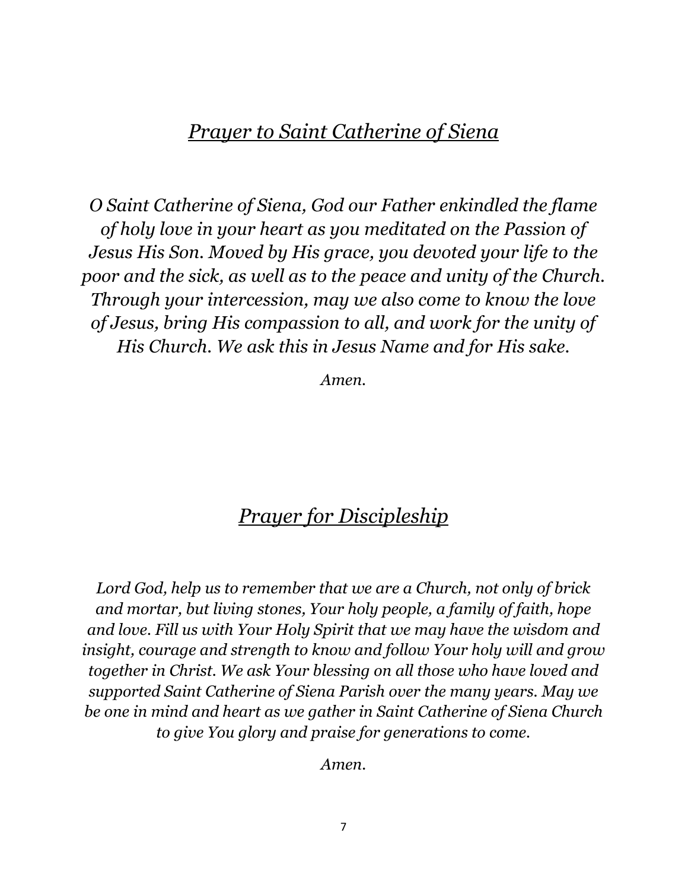## *Prayer to Saint Catherine of Siena*

*O Saint Catherine of Siena, God our Father enkindled the flame of holy love in your heart as you meditated on the Passion of Jesus His Son. Moved by His grace, you devoted your life to the poor and the sick, as well as to the peace and unity of the Church. Through your intercession, may we also come to know the love of Jesus, bring His compassion to all, and work for the unity of His Church. We ask this in Jesus Name and for His sake.*

*Amen.*

## *Prayer for Discipleship*

*Lord God, help us to remember that we are a Church, not only of brick and mortar, but living stones, Your holy people, a family of faith, hope and love. Fill us with Your Holy Spirit that we may have the wisdom and insight, courage and strength to know and follow Your holy will and grow together in Christ. We ask Your blessing on all those who have loved and supported Saint Catherine of Siena Parish over the many years. May we be one in mind and heart as we gather in Saint Catherine of Siena Church to give You glory and praise for generations to come.*

*Amen.*